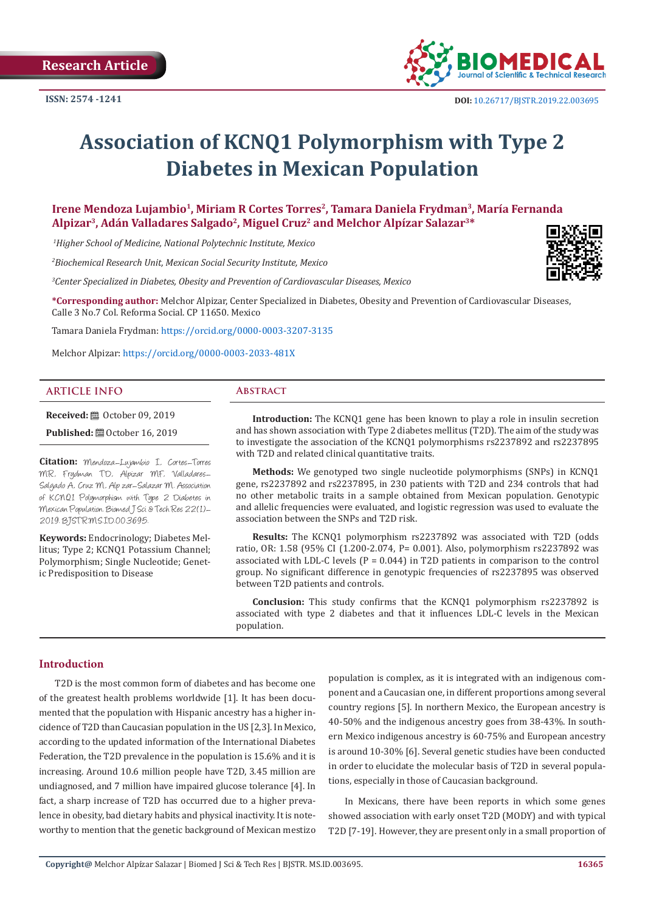Research Article

ISSN: 2574 -1241

DOI: 10.26717/BJSTR.2019.22.003695

# Association of KCNQ1 Polymorphism with Type 2 Diabetes in Mexican Population

**Irene Mendoza Lujambio[1], Miriam R Cortes Torres[2], Tamara Daniela Frydman[3], María Fernanda Alpizar[3], Adán Valladares Salgado[2], Miguel Cruz[2] and Melchor Alpízar Salazar[3]***

*[1]Higher School of Medicine, National Polytechnic Institute, Mexico*

*[2]Biochemical Research Unit, Mexican Social Security Institute, Mexico*

*[3]Center Specialized in Diabetes, Obesity and Prevention of Cardiovascular Diseases, Mexico*

**\*Corresponding author:** Melchor Alpizar, Center Specialized in Diabetes, Obesity and Prevention of Cardiovascular Diseases, Calle 3 No.7 Col. Reforma Social. CP 11650. Mexico

Tamara Daniela Frydman: https://orcid.org/0000-0003-3207-3135

Melchor Alpizar: https://orcid.org/0000-0003-2033-481X

## ARTICLE INFO

**Received:** October 09, 2019

**Published:** October 16, 2019

**Citation:** Mendoza-Lujambio I, Cortes-Torres MR, Frydman TD, Alpizar MF, Valladares-Salgado A, Cruz M, Alpízar-Salazar M. Association of KCNQ1 Polymorphism with Type 2 Diabetes in Mexican Population. Biomed J Sci & Tech Res 22(1)-2019. BJSTR. MS.ID.003695.

**Keywords:** Endocrinology; Diabetes Mellitus; Type 2; KCNQ1 Potassium Channel; Polymorphism; Single Nucleotide; Genetic Predisposition to Disease

## Abstract

**Introduction:** The KCNQ1 gene has been known to play a role in insulin secretion and has shown association with Type 2 diabetes mellitus (T2D). The aim of the study was to investigate the association of the KCNQ1 polymorphisms rs2237892 and rs2237895 with T2D and related clinical quantitative traits.

**Methods:** We genotyped two single nucleotide polymorphisms (SNPs) in KCNQ1 gene, rs2237892 and rs2237895, in 230 patients with T2D and 234 controls that had no other metabolic traits in a sample obtained from Mexican population. Genotypic and allelic frequencies were evaluated, and logistic regression was used to evaluate the association between the SNPs and T2D risk.

**Results:** The KCNQ1 polymorphism rs2237892 was associated with T2D (odds ratio, OR: 1.58 (95% CI (1.200-2.074, P= 0.001). Also, polymorphism rs2237892 was associated with LDL-C levels (P = 0.044) in T2D patients in comparison to the control group. No significant difference in genotypic frequencies of rs2237895 was observed between T2D patients and controls.

**Conclusion:** This study confirms that the KCNQ1 polymorphism rs2237892 is associated with type 2 diabetes and that it influences LDL-C levels in the Mexican population.

## Introduction

T2D is the most common form of diabetes and has become one of the greatest health problems worldwide [1]. It has been documented that the population with Hispanic ancestry has a higher incidence of T2D than Caucasian population in the US [2,3]. In Mexico, according to the updated information of the International Diabetes Federation, the T2D prevalence in the population is 15.6% and it is increasing. Around 10.6 million people have T2D, 3.45 million are undiagnosed, and 7 million have impaired glucose tolerance [4]. In fact, a sharp increase of T2D has occurred due to a higher prevalence in obesity, bad dietary habits and physical inactivity. It is noteworthy to mention that the genetic background of Mexican mestizo population is complex, as it is integrated with an indigenous component and a Caucasian one, in different proportions among several country regions [5]. In northern Mexico, the European ancestry is 40-50% and the indigenous ancestry goes from 38-43%. In southern Mexico indigenous ancestry is 60-75% and European ancestry is around 10-30% [6]. Several genetic studies have been conducted in order to elucidate the molecular basis of T2D in several populations, especially in those of Caucasian background.

In Mexicans, there have been reports in which some genes showed association with early onset T2D (MODY) and with typical T2D [7-19]. However, they are present only in a small proportion of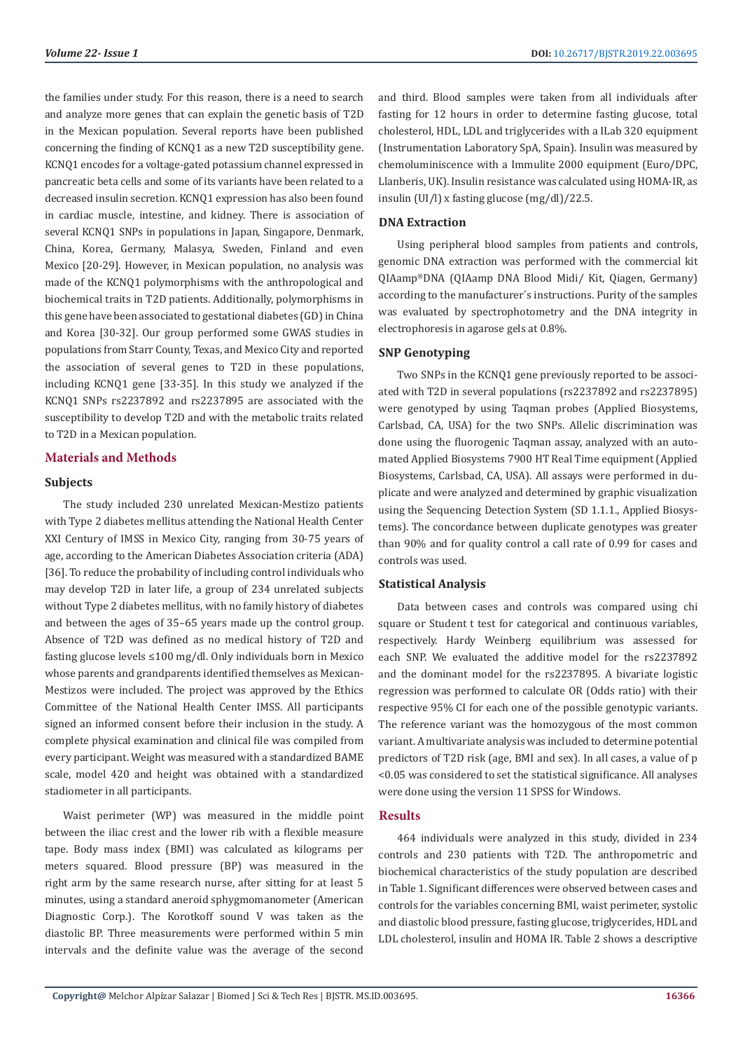the families under study. For this reason, there is a need to search and analyze more genes that can explain the genetic basis of T2D in the Mexican population. Several reports have been published concerning the finding of KCNQ1 as a new T2D susceptibility gene. KCNQ1 encodes for a voltage-gated potassium channel expressed in pancreatic beta cells and some of its variants have been related to a decreased insulin secretion. KCNQ1 expression has also been found in cardiac muscle, intestine, and kidney. There is association of several KCNQ1 SNPs in populations in Japan, Singapore, Denmark, China, Korea, Germany, Malasya, Sweden, Finland and even Mexico [20-29]. However, in Mexican population, no analysis was made of the KCNQ1 polymorphisms with the anthropological and biochemical traits in T2D patients. Additionally, polymorphisms in this gene have been associated to gestational diabetes (GD) in China and Korea [30-32]. Our group performed some GWAS studies in populations from Starr County, Texas, and Mexico City and reported the association of several genes to T2D in these populations, including KCNQ1 gene [33-35]. In this study we analyzed if the KCNQ1 SNPs rs2237892 and rs2237895 are associated with the susceptibility to develop T2D and with the metabolic traits related to T2D in a Mexican population.

## Materials and Methods

### Subjects

The study included 230 unrelated Mexican-Mestizo patients with Type 2 diabetes mellitus attending the National Health Center XXI Century of IMSS in Mexico City, ranging from 30-75 years of age, according to the American Diabetes Association criteria (ADA) [36]. To reduce the probability of including control individuals who may develop T2D in later life, a group of 234 unrelated subjects without Type 2 diabetes mellitus, with no family history of diabetes and between the ages of 35–65 years made up the control group. Absence of T2D was defined as no medical history of T2D and fasting glucose levels ≤100 mg/dl. Only individuals born in Mexico whose parents and grandparents identified themselves as Mexican-Mestizos were included. The project was approved by the Ethics Committee of the National Health Center IMSS. All participants signed an informed consent before their inclusion in the study. A complete physical examination and clinical file was compiled from every participant. Weight was measured with a standardized BAME scale, model 420 and height was obtained with a standardized stadiometer in all participants.

Waist perimeter (WP) was measured in the middle point between the iliac crest and the lower rib with a flexible measure tape. Body mass index (BMI) was calculated as kilograms per meters squared. Blood pressure (BP) was measured in the right arm by the same research nurse, after sitting for at least 5 minutes, using a standard aneroid sphygmomanometer (American Diagnostic Corp.). The Korotkoff sound V was taken as the diastolic BP. Three measurements were performed within 5 min intervals and the definite value was the average of the second and third. Blood samples were taken from all individuals after fasting for 12 hours in order to determine fasting glucose, total cholesterol, HDL, LDL and triglycerides with a ILab 320 equipment (Instrumentation Laboratory SpA, Spain). Insulin was measured by chemoluminiscence with a Immulite 2000 equipment (Euro/DPC, Llanberis, UK). Insulin resistance was calculated using HOMA-IR, as insulin (UI/l) x fasting glucose (mg/dl)/22.5.

### DNA Extraction

Using peripheral blood samples from patients and controls, genomic DNA extraction was performed with the commercial kit QIAamp®DNA (QIAamp DNA Blood Midi/ Kit, Qiagen, Germany) according to the manufacturer´s instructions. Purity of the samples was evaluated by spectrophotometry and the DNA integrity in electrophoresis in agarose gels at 0.8%.

### SNP Genotyping

Two SNPs in the KCNQ1 gene previously reported to be associated with T2D in several populations (rs2237892 and rs2237895) were genotyped by using Taqman probes (Applied Biosystems, Carlsbad, CA, USA) for the two SNPs. Allelic discrimination was done using the fluorogenic Taqman assay, analyzed with an automated Applied Biosystems 7900 HT Real Time equipment (Applied Biosystems, Carlsbad, CA, USA). All assays were performed in duplicate and were analyzed and determined by graphic visualization using the Sequencing Detection System (SD 1.1.1., Applied Biosystems). The concordance between duplicate genotypes was greater than 90% and for quality control a call rate of 0.99 for cases and controls was used.

### Statistical Analysis

Data between cases and controls was compared using chi square or Student t test for categorical and continuous variables, respectively. Hardy Weinberg equilibrium was assessed for each SNP. We evaluated the additive model for the rs2237892 and the dominant model for the rs2237895. A bivariate logistic regression was performed to calculate OR (Odds ratio) with their respective 95% CI for each one of the possible genotypic variants. The reference variant was the homozygous of the most common variant. A multivariate analysis was included to determine potential predictors of T2D risk (age, BMI and sex). In all cases, a value of $p < 0.05$ was considered to set the statistical significance. All analyses were done using the version 11 SPSS for Windows.

## Results

464 individuals were analyzed in this study, divided in 234 controls and 230 patients with T2D. The anthropometric and biochemical characteristics of the study population are described in Table 1. Significant differences were observed between cases and controls for the variables concerning BMI, waist perimeter, systolic and diastolic blood pressure, fasting glucose, triglycerides, HDL and LDL cholesterol, insulin and HOMA IR. Table 2 shows a descriptive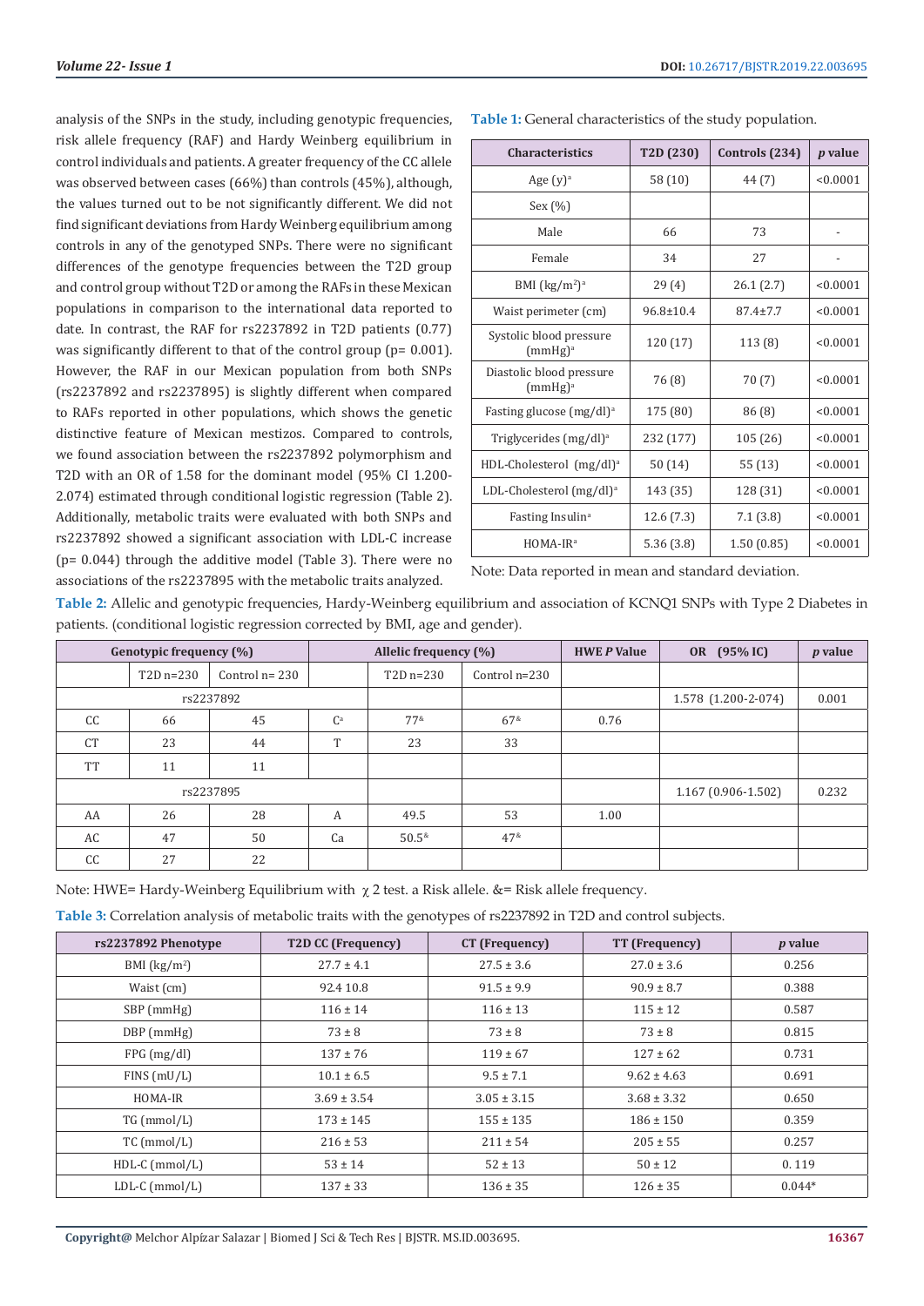analysis of the SNPs in the study, including genotypic frequencies, risk allele frequency (RAF) and Hardy Weinberg equilibrium in control individuals and patients. A greater frequency of the CC allele was observed between cases (66%) than controls (45%), although, the values turned out to be not significantly different. We did not find significant deviations from Hardy Weinberg equilibrium among controls in any of the genotyped SNPs. There were no significant differences of the genotype frequencies between the T2D group and control group without T2D or among the RAFs in these Mexican populations in comparison to the international data reported to date. In contrast, the RAF for rs2237892 in T2D patients (0.77) was significantly different to that of the control group (p= 0.001). However, the RAF in our Mexican population from both SNPs (rs2237892 and rs2237895) is slightly different when compared to RAFs reported in other populations, which shows the genetic distinctive feature of Mexican mestizos. Compared to controls, we found association between the rs2237892 polymorphism and T2D with an OR of 1.58 for the dominant model (95% CI 1.200-2.074) estimated through conditional logistic regression (Table 2). Additionally, metabolic traits were evaluated with both SNPs and rs2237892 showed a significant association with LDL-C increase (p= 0.044) through the additive model (Table 3). There were no associations of the rs2237895 with the metabolic traits analyzed.

**Table 1:** General characteristics of the study population.

| Characteristics | T2D (230) | Controls (234) | *p* value |
|---|---|---|---|
| Age (y)[a] | 58 (10) | 44 (7) | <0.0001 |
| Sex (%) | | | |
| Male | 66 | 73 | - |
| Female | 34 | 27 | - |
| BMI (kg/m$^2$)[a] | 29 (4) | 26.1 (2.7) | <0.0001 |
| Waist perimeter (cm) | 96.8±10.4 | 87.4±7.7 | <0.0001 |
| Systolic blood pressure (mmHg)[a] | 120 (17) | 113 (8) | <0.0001 |
| Diastolic blood pressure (mmHg)[a] | 76 (8) | 70 (7) | <0.0001 |
| Fasting glucose (mg/dl)[a] | 175 (80) | 86 (8) | <0.0001 |
| Triglycerides (mg/dl)[a] | 232 (177) | 105 (26) | <0.0001 |
| HDL-Cholesterol (mg/dl)[a] | 50 (14) | 55 (13) | <0.0001 |
| LDL-Cholesterol (mg/dl)[a] | 143 (35) | 128 (31) | <0.0001 |
| Fasting Insulin[a] | 12.6 (7.3) | 7.1 (3.8) | <0.0001 |
| HOMA-IR[a] | 5.36 (3.8) | 1.50 (0.85) | <0.0001 |

Note: Data reported in mean and standard deviation.

**Table 2:** Allelic and genotypic frequencies, Hardy-Weinberg equilibrium and association of KCNQ1 SNPs with Type 2 Diabetes in patients. (conditional logistic regression corrected by BMI, age and gender).

| Genotypic frequency (%) | | | Allelic frequency (%) | | | HWE *P* Value | OR (95% IC) | *p* value |
|---|---|---|---|---|---|---|---|---|
| | T2D n=230 | Control n= 230 | | T2D n=230 | Control n=230 | | | |
| rs2237892 | | | | | | | 1.578 (1.200-2-074) | 0.001 |
| CC | 66 | 45 | C[a] | 77[&] | 67[&] | 0.76 | | |
| CT | 23 | 44 | T | 23 | 33 | | | |
| TT | 11 | 11 | | | | | | |
| rs2237895 | | | | | | | 1.167 (0.906-1.502) | 0.232 |
| AA | 26 | 28 | A | 49.5 | 53 | 1.00 | | |
| AC | 47 | 50 | Ca | 50.5[&] | 47[&] | | | |
| CC | 27 | 22 | | | | | | |

Note: HWE= Hardy-Weinberg Equilibrium with $\chi$ 2 test. a Risk allele. &= Risk allele frequency.

**Table 3:** Correlation analysis of metabolic traits with the genotypes of rs2237892 in T2D and control subjects.

| rs2237892 Phenotype | T2D CC (Frequency) | CT (Frequency) | TT (Frequency) | *p* value |
|---|---|---|---|---|
| BMI (kg/m$^2$) | 27.7 ± 4.1 | 27.5 ± 3.6 | 27.0 ± 3.6 | 0.256 |
| Waist (cm) | 92.4 10.8 | 91.5 ± 9.9 | 90.9 ± 8.7 | 0.388 |
| SBP (mmHg) | 116 ± 14 | 116 ± 13 | 115 ± 12 | 0.587 |
| DBP (mmHg) | 73 ± 8 | 73 ± 8 | 73 ± 8 | 0.815 |
| FPG (mg/dl) | 137 ± 76 | 119 ± 67 | 127 ± 62 | 0.731 |
| FINS (mU/L) | 10.1 ± 6.5 | 9.5 ± 7.1 | 9.62 ± 4.63 | 0.691 |
| HOMA-IR | 3.69 ± 3.54 | 3.05 ± 3.15 | 3.68 ± 3.32 | 0.650 |
| TG (mmol/L) | 173 ± 145 | 155 ± 135 | 186 ± 150 | 0.359 |
| TC (mmol/L) | 216 ± 53 | 211 ± 54 | 205 ± 55 | 0.257 |
| HDL-C (mmol/L) | 53 ± 14 | 52 ± 13 | 50 ± 12 | 0. 119 |
| LDL-C (mmol/L) | 137 ± 33 | 136 ± 35 | 126 ± 35 | 0.044* |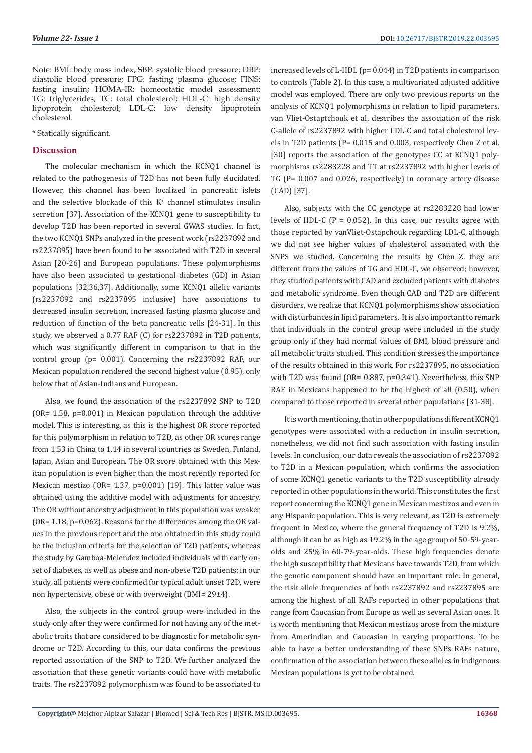Note: BMI: body mass index; SBP: systolic blood pressure; DBP: diastolic blood pressure; FPG: fasting plasma glucose; FINS: fasting insulin; HOMA-IR: homeostatic model assessment; TG: triglycerides; TC: total cholesterol; HDL-C: high density lipoprotein cholesterol; LDL-C: low density lipoprotein cholesterol.

* Statically significant.

## Discussion

The molecular mechanism in which the KCNQ1 channel is related to the pathogenesis of T2D has not been fully elucidated. However, this channel has been localized in pancreatic islets and the selective blockade of this $K^+$ channel stimulates insulin secretion [37]. Association of the KCNQ1 gene to susceptibility to develop T2D has been reported in several GWAS studies. In fact, the two KCNQ1 SNPs analyzed in the present work (rs2237892 and rs2237895) have been found to be associated with T2D in several Asian [20-26] and European populations. These polymorphisms have also been associated to gestational diabetes (GD) in Asian populations [32,36,37]. Additionally, some KCNQ1 allelic variants (rs2237892 and rs2237895 inclusive) have associations to decreased insulin secretion, increased fasting plasma glucose and reduction of function of the beta pancreatic cells [24-31]. In this study, we observed a 0.77 RAF (C) for rs2237892 in T2D patients, which was significantly different in comparison to that in the control group (p= 0.001). Concerning the rs2237892 RAF, our Mexican population rendered the second highest value (0.95), only below that of Asian-Indians and European.

Also, we found the association of the rs2237892 SNP to T2D (OR= 1.58, p=0.001) in Mexican population through the additive model. This is interesting, as this is the highest OR score reported for this polymorphism in relation to T2D, as other OR scores range from 1.53 in China to 1.14 in several countries as Sweden, Finland, Japan, Asian and European. The OR score obtained with this Mexican population is even higher than the most recently reported for Mexican mestizo (OR= 1.37, p=0.001) [19]. This latter value was obtained using the additive model with adjustments for ancestry. The OR without ancestry adjustment in this population was weaker (OR= 1.18, p=0.062). Reasons for the differences among the OR values in the previous report and the one obtained in this study could be the inclusion criteria for the selection of T2D patients, whereas the study by Gamboa-Melendez included individuals with early onset of diabetes, as well as obese and non-obese T2D patients; in our study, all patients were confirmed for typical adult onset T2D, were non hypertensive, obese or with overweight (BMI= 29±4).

Also, the subjects in the control group were included in the study only after they were confirmed for not having any of the metabolic traits that are considered to be diagnostic for metabolic syndrome or T2D. According to this, our data confirms the previous reported association of the SNP to T2D. We further analyzed the association that these genetic variants could have with metabolic traits. The rs2237892 polymorphism was found to be associated to increased levels of L-HDL (p= 0.044) in T2D patients in comparison to controls (Table 2). In this case, a multivariated adjusted additive model was employed. There are only two previous reports on the analysis of KCNQ1 polymorphisms in relation to lipid parameters. van Vliet-Ostaptchouk et al. describes the association of the risk C-allele of rs2237892 with higher LDL-C and total cholesterol levels in T2D patients (P= 0.015 and 0.003, respectively Chen Z et al. [30] reports the association of the genotypes CC at KCNQ1 polymorphisms rs2283228 and TT at rs2237892 with higher levels of TG (P= 0.007 and 0.026, respectively) in coronary artery disease (CAD) [37].

Also, subjects with the CC genotype at rs2283228 had lower levels of HDL-C (P = 0.052). In this case, our results agree with those reported by vanVliet-Ostapchouk regarding LDL-C, although we did not see higher values of cholesterol associated with the SNPS we studied. Concerning the results by Chen Z, they are different from the values of TG and HDL-C, we observed; however, they studied patients with CAD and excluded patients with diabetes and metabolic syndrome. Even though CAD and T2D are different disorders, we realize that KCNQ1 polymorphisms show association with disturbances in lipid parameters. It is also important to remark that individuals in the control group were included in the study group only if they had normal values of BMI, blood pressure and all metabolic traits studied. This condition stresses the importance of the results obtained in this work. For rs2237895, no association with T2D was found (OR= 0.887, p=0.341). Nevertheless, this SNP RAF in Mexicans happened to be the highest of all (0.50), when compared to those reported in several other populations [31-38].

It is worth mentioning, that in other populations different KCNQ1 genotypes were associated with a reduction in insulin secretion, nonetheless, we did not find such association with fasting insulin levels. In conclusion, our data reveals the association of rs2237892 to T2D in a Mexican population, which confirms the association of some KCNQ1 genetic variants to the T2D susceptibility already reported in other populations in the world. This constitutes the first report concerning the KCNQ1 gene in Mexican mestizos and even in any Hispanic population. This is very relevant, as T2D is extremely frequent in Mexico, where the general frequency of T2D is 9.2%, although it can be as high as 19.2% in the age group of 50-59-year-olds and 25% in 60-79-year-olds. These high frequencies denote the high susceptibility that Mexicans have towards T2D, from which the genetic component should have an important role. In general, the risk allele frequencies of both rs2237892 and rs2237895 are among the highest of all RAFs reported in other populations that range from Caucasian from Europe as well as several Asian ones. It is worth mentioning that Mexican mestizos arose from the mixture from Amerindian and Caucasian in varying proportions. To be able to have a better understanding of these SNPs RAFs nature, confirmation of the association between these alleles in indigenous Mexican populations is yet to be obtained.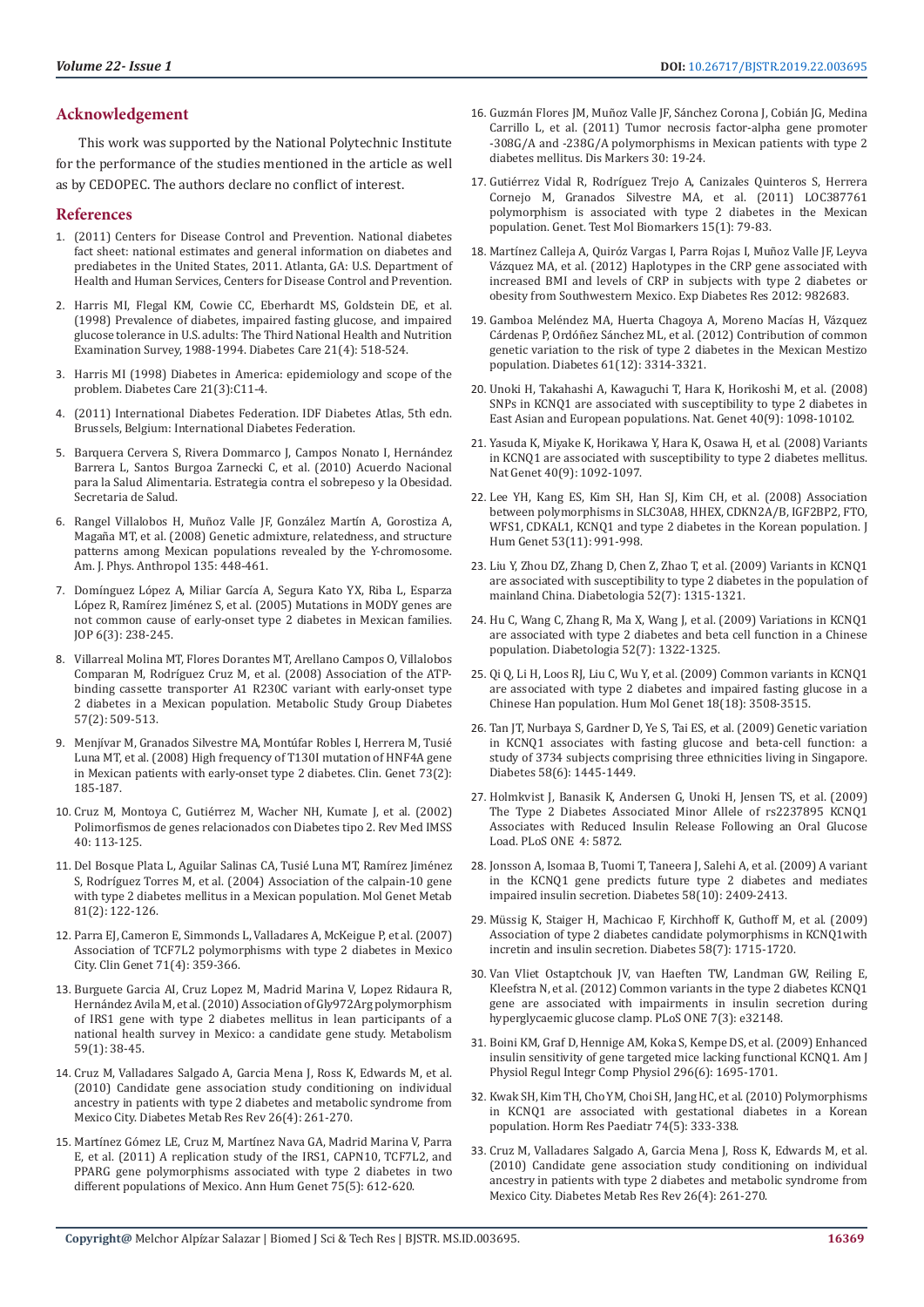## Acknowledgement

This work was supported by the National Polytechnic Institute for the performance of the studies mentioned in the article as well as by CEDOPEC. The authors declare no conflict of interest.

## References

1. (2011) Centers for Disease Control and Prevention. National diabetes fact sheet: national estimates and general information on diabetes and prediabetes in the United States, 2011. Atlanta, GA: U.S. Department of Health and Human Services, Centers for Disease Control and Prevention.
2. Harris MI, Flegal KM, Cowie CC, Eberhardt MS, Goldstein DE, et al. (1998) Prevalence of diabetes, impaired fasting glucose, and impaired glucose tolerance in U.S. adults: The Third National Health and Nutrition Examination Survey, 1988-1994. Diabetes Care 21(4): 518-524.
3. Harris MI (1998) Diabetes in America: epidemiology and scope of the problem. Diabetes Care 21(3):C11-4.
4. (2011) International Diabetes Federation. IDF Diabetes Atlas, 5th edn. Brussels, Belgium: International Diabetes Federation.
5. Barquera Cervera S, Rivera Dommarco J, Campos Nonato I, Hernández Barrera L, Santos Burgoa Zarnecki C, et al. (2010) Acuerdo Nacional para la Salud Alimentaria. Estrategia contra el sobrepeso y la Obesidad. Secretaria de Salud.
6. Rangel Villalobos H, Muñoz Valle JF, González Martín A, Gorostiza A, Magaña MT, et al. (2008) Genetic admixture, relatedness, and structure patterns among Mexican populations revealed by the Y-chromosome. Am. J. Phys. Anthropol 135: 448-461.
7. Domínguez López A, Miliar García A, Segura Kato YX, Riba L, Esparza López R, Ramírez Jiménez S, et al. (2005) Mutations in MODY genes are not common cause of early-onset type 2 diabetes in Mexican families. JOP 6(3): 238-245.
8. Villarreal Molina MT, Flores Dorantes MT, Arellano Campos O, Villalobos Comparan M, Rodríguez Cruz M, et al. (2008) Association of the ATP-binding cassette transporter A1 R230C variant with early-onset type 2 diabetes in a Mexican population. Metabolic Study Group Diabetes 57(2): 509-513.
9. Menjívar M, Granados Silvestre MA, Montúfar Robles I, Herrera M, Tusié Luna MT, et al. (2008) High frequency of T130I mutation of HNF4A gene in Mexican patients with early-onset type 2 diabetes. Clin. Genet 73(2): 185-187.
10. Cruz M, Montoya C, Gutiérrez M, Wacher NH, Kumate J, et al. (2002) Polimorfismos de genes relacionados con Diabetes tipo 2. Rev Med IMSS 40: 113-125.
11. Del Bosque Plata L, Aguilar Salinas CA, Tusié Luna MT, Ramírez Jiménez S, Rodríguez Torres M, et al. (2004) Association of the calpain-10 gene with type 2 diabetes mellitus in a Mexican population. Mol Genet Metab 81(2): 122-126.
12. Parra EJ, Cameron E, Simmonds L, Valladares A, McKeigue P, et al. (2007) Association of TCF7L2 polymorphisms with type 2 diabetes in Mexico City. Clin Genet 71(4): 359-366.
13. Burguete Garcia AI, Cruz Lopez M, Madrid Marina V, Lopez Ridaura R, Hernández Avila M, et al. (2010) Association of Gly972Arg polymorphism of IRS1 gene with type 2 diabetes mellitus in lean participants of a national health survey in Mexico: a candidate gene study. Metabolism 59(1): 38-45.
14. Cruz M, Valladares Salgado A, Garcia Mena J, Ross K, Edwards M, et al. (2010) Candidate gene association study conditioning on individual ancestry in patients with type 2 diabetes and metabolic syndrome from Mexico City. Diabetes Metab Res Rev 26(4): 261-270.
15. Martínez Gómez LE, Cruz M, Martínez Nava GA, Madrid Marina V, Parra E, et al. (2011) A replication study of the IRS1, CAPN10, TCF7L2, and PPARG gene polymorphisms associated with type 2 diabetes in two different populations of Mexico. Ann Hum Genet 75(5): 612-620.
16. Guzmán Flores JM, Muñoz Valle JF, Sánchez Corona J, Cobián JG, Medina Carrillo L, et al. (2011) Tumor necrosis factor-alpha gene promoter -308G/A and -238G/A polymorphisms in Mexican patients with type 2 diabetes mellitus. Dis Markers 30: 19-24.
17. Gutiérrez Vidal R, Rodríguez Trejo A, Canizales Quinteros S, Herrera Cornejo M, Granados Silvestre MA, et al. (2011) LOC387761 polymorphism is associated with type 2 diabetes in the Mexican population. Genet. Test Mol Biomarkers 15(1): 79-83.
18. Martínez Calleja A, Quiróz Vargas I, Parra Rojas I, Muñoz Valle JF, Leyva Vázquez MA, et al. (2012) Haplotypes in the CRP gene associated with increased BMI and levels of CRP in subjects with type 2 diabetes or obesity from Southwestern Mexico. Exp Diabetes Res 2012: 982683.
19. Gamboa Meléndez MA, Huerta Chagoya A, Moreno Macías H, Vázquez Cárdenas P, Ordóñez Sánchez ML, et al. (2012) Contribution of common genetic variation to the risk of type 2 diabetes in the Mexican Mestizo population. Diabetes 61(12): 3314-3321.
20. Unoki H, Takahashi A, Kawaguchi T, Hara K, Horikoshi M, et al. (2008) SNPs in KCNQ1 are associated with susceptibility to type 2 diabetes in East Asian and European populations. Nat. Genet 40(9): 1098-10102.
21. Yasuda K, Miyake K, Horikawa Y, Hara K, Osawa H, et al. (2008) Variants in KCNQ1 are associated with susceptibility to type 2 diabetes mellitus. Nat Genet 40(9): 1092-1097.
22. Lee YH, Kang ES, Kim SH, Han SJ, Kim CH, et al. (2008) Association between polymorphisms in SLC30A8, HHEX, CDKN2A/B, IGF2BP2, FTO, WFS1, CDKAL1, KCNQ1 and type 2 diabetes in the Korean population. J Hum Genet 53(11): 991-998.
23. Liu Y, Zhou DZ, Zhang D, Chen Z, Zhao T, et al. (2009) Variants in KCNQ1 are associated with susceptibility to type 2 diabetes in the population of mainland China. Diabetologia 52(7): 1315-1321.
24. Hu C, Wang C, Zhang R, Ma X, Wang J, et al. (2009) Variations in KCNQ1 are associated with type 2 diabetes and beta cell function in a Chinese population. Diabetologia 52(7): 1322-1325.
25. Qi Q, Li H, Loos RJ, Liu C, Wu Y, et al. (2009) Common variants in KCNQ1 are associated with type 2 diabetes and impaired fasting glucose in a Chinese Han population. Hum Mol Genet 18(18): 3508-3515.
26. Tan JT, Nurbaya S, Gardner D, Ye S, Tai ES, et al. (2009) Genetic variation in KCNQ1 associates with fasting glucose and beta-cell function: a study of 3734 subjects comprising three ethnicities living in Singapore. Diabetes 58(6): 1445-1449.
27. Holmkvist J, Banasik K, Andersen G, Unoki H, Jensen TS, et al. (2009) The Type 2 Diabetes Associated Minor Allele of rs2237895 KCNQ1 Associates with Reduced Insulin Release Following an Oral Glucose Load. PLoS ONE 4: 5872.
28. Jonsson A, Isomaa B, Tuomi T, Taneera J, Salehi A, et al. (2009) A variant in the KCNQ1 gene predicts future type 2 diabetes and mediates impaired insulin secretion. Diabetes 58(10): 2409-2413.
29. Müssig K, Staiger H, Machicao F, Kirchhoff K, Guthoff M, et al. (2009) Association of type 2 diabetes candidate polymorphisms in KCNQ1with incretin and insulin secretion. Diabetes 58(7): 1715-1720.
30. Van Vliet Ostaptchouk JV, van Haeften TW, Landman GW, Reiling E, Kleefstra N, et al. (2012) Common variants in the type 2 diabetes KCNQ1 gene are associated with impairments in insulin secretion during hyperglycaemic glucose clamp. PLoS ONE 7(3): e32148.
31. Boini KM, Graf D, Hennige AM, Koka S, Kempe DS, et al. (2009) Enhanced insulin sensitivity of gene targeted mice lacking functional KCNQ1. Am J Physiol Regul Integr Comp Physiol 296(6): 1695-1701.
32. Kwak SH, Kim TH, Cho YM, Choi SH, Jang HC, et al. (2010) Polymorphisms in KCNQ1 are associated with gestational diabetes in a Korean population. Horm Res Paediatr 74(5): 333-338.
33. Cruz M, Valladares Salgado A, Garcia Mena J, Ross K, Edwards M, et al. (2010) Candidate gene association study conditioning on individual ancestry in patients with type 2 diabetes and metabolic syndrome from Mexico City. Diabetes Metab Res Rev 26(4): 261-270.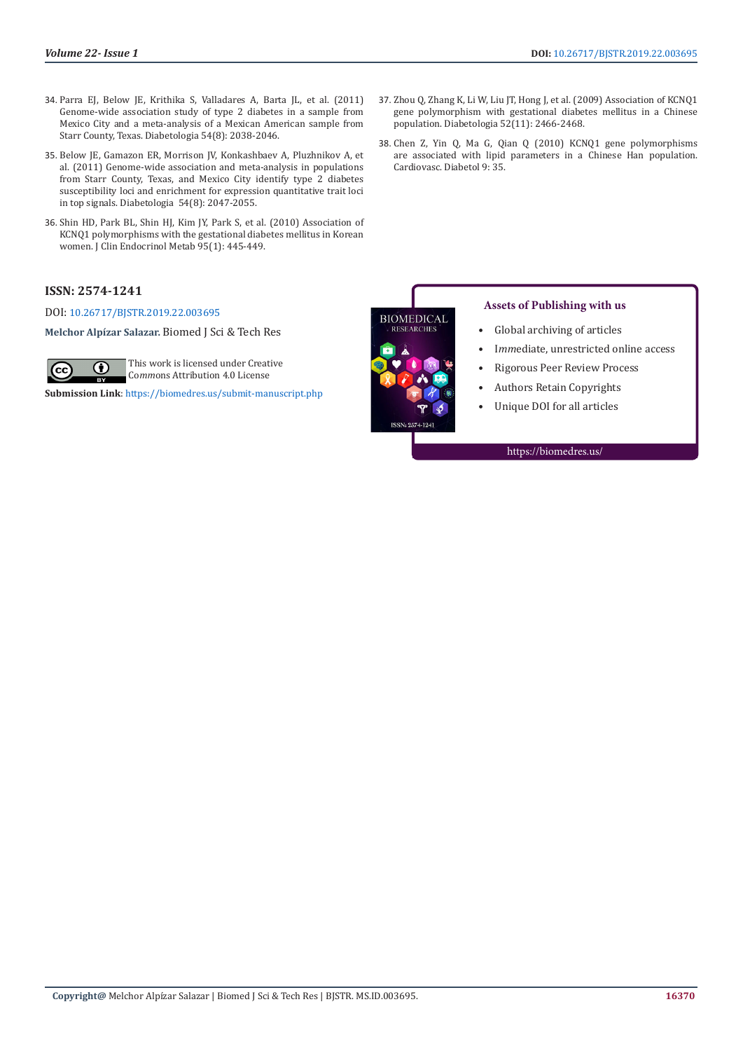34. Parra EJ, Below JE, Krithika S, Valladares A, Barta JL, et al. (2011) Genome-wide association study of type 2 diabetes in a sample from Mexico City and a meta-analysis of a Mexican American sample from Starr County, Texas. Diabetologia 54(8): 2038-2046.
35. Below JE, Gamazon ER, Morrison JV, Konkashbaev A, Pluzhnikov A, et al. (2011) Genome-wide association and meta-analysis in populations from Starr County, Texas, and Mexico City identify type 2 diabetes susceptibility loci and enrichment for expression quantitative trait loci in top signals. Diabetologia 54(8): 2047-2055.
36. Shin HD, Park BL, Shin HJ, Kim JY, Park S, et al. (2010) Association of KCNQ1 polymorphisms with the gestational diabetes mellitus in Korean women. J Clin Endocrinol Metab 95(1): 445-449.
37. Zhou Q, Zhang K, Li W, Liu JT, Hong J, et al. (2009) Association of KCNQ1 gene polymorphism with gestational diabetes mellitus in a Chinese population. Diabetologia 52(11): 2466-2468.
38. Chen Z, Yin Q, Ma G, Qian Q (2010) KCNQ1 gene polymorphisms are associated with lipid parameters in a Chinese Han population. Cardiovasc. Diabetol 9: 35.

**ISSN: 2574-1241**

DOI: 10.26717/BJSTR.2019.22.003695

**Melchor Alpízar Salazar.** Biomed J Sci & Tech Res

This work is licensed under Creative Commons Attribution 4.0 License

**Submission Link**: https://biomedres.us/submit-manuscript.php

**Assets of Publishing with us**

- Global archiving of articles
- Immediate, unrestricted online access
- Rigorous Peer Review Process
- Authors Retain Copyrights
- Unique DOI for all articles

https://biomedres.us/